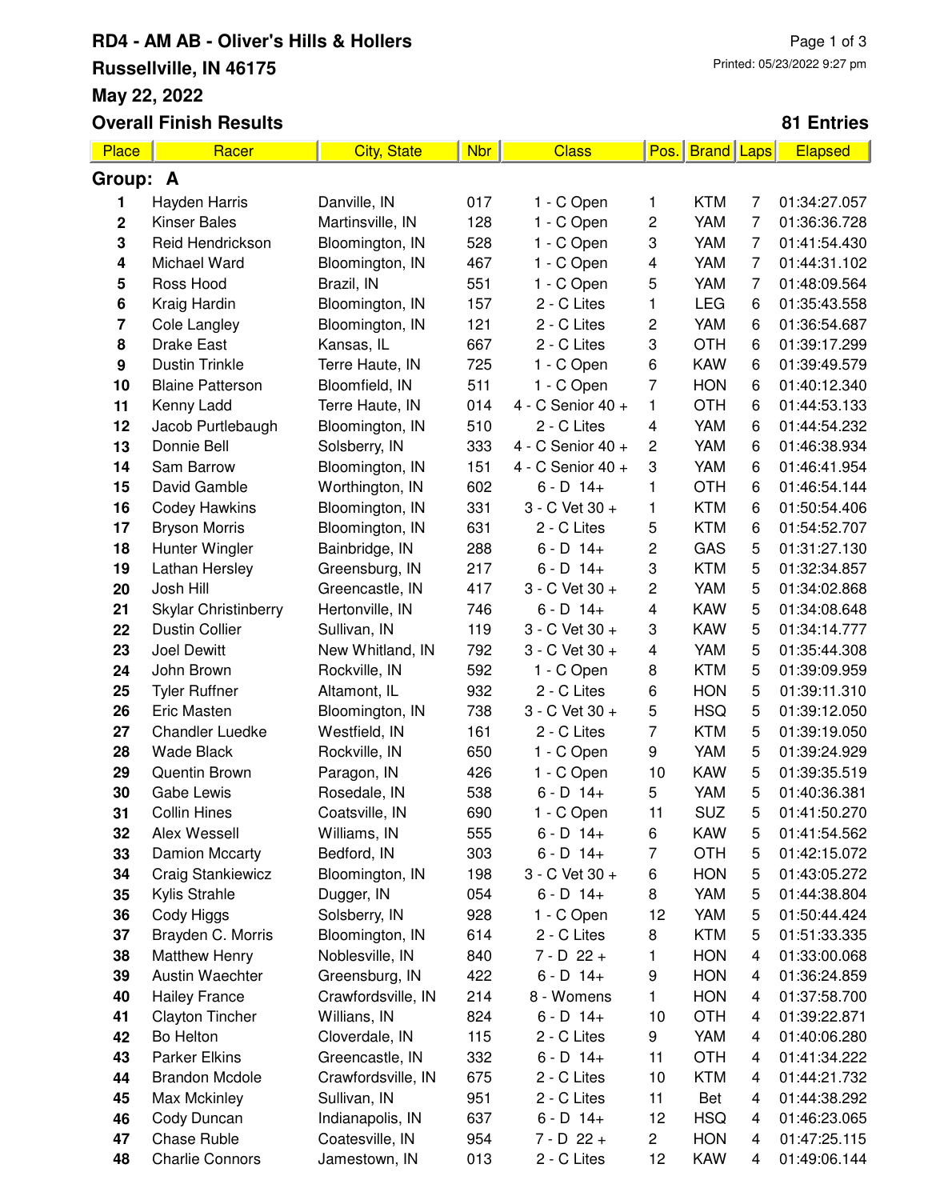# RD4 - AM AB - Oliver's Hills & Hollers

**Russellville, IN 46175**

**May 22, 2022**

**Overall Finish Results**

Printed: 05/23/2022 9:27 pm

**81 Entries**

| Place | Racer | City, State | Nbr | Class | Pos. | Brand | Laps | Elapsed |
|---|---|---|---|---|---|---|---|---|
| **Group: A** | | | | | | | | |
| 1 | Hayden Harris | Danville, IN | 017 | 1 - C Open | 1 | KTM | 7 | 01:34:27.057 |
| 2 | Kinser Bales | Martinsville, IN | 128 | 1 - C Open | 2 | YAM | 7 | 01:36:36.728 |
| 3 | Reid Hendrickson | Bloomington, IN | 528 | 1 - C Open | 3 | YAM | 7 | 01:41:54.430 |
| 4 | Michael Ward | Bloomington, IN | 467 | 1 - C Open | 4 | YAM | 7 | 01:44:31.102 |
| 5 | Ross Hood | Brazil, IN | 551 | 1 - C Open | 5 | YAM | 7 | 01:48:09.564 |
| 6 | Kraig Hardin | Bloomington, IN | 157 | 2 - C Lites | 1 | LEG | 6 | 01:35:43.558 |
| 7 | Cole Langley | Bloomington, IN | 121 | 2 - C Lites | 2 | YAM | 6 | 01:36:54.687 |
| 8 | Drake East | Kansas, IL | 667 | 2 - C Lites | 3 | OTH | 6 | 01:39:17.299 |
| 9 | Dustin Trinkle | Terre Haute, IN | 725 | 1 - C Open | 6 | KAW | 6 | 01:39:49.579 |
| 10 | Blaine Patterson | Bloomfield, IN | 511 | 1 - C Open | 7 | HON | 6 | 01:40:12.340 |
| 11 | Kenny Ladd | Terre Haute, IN | 014 | 4 - C Senior 40 + | 1 | OTH | 6 | 01:44:53.133 |
| 12 | Jacob Purtlebaugh | Bloomington, IN | 510 | 2 - C Lites | 4 | YAM | 6 | 01:44:54.232 |
| 13 | Donnie Bell | Solsberry, IN | 333 | 4 - C Senior 40 + | 2 | YAM | 6 | 01:46:38.934 |
| 14 | Sam Barrow | Bloomington, IN | 151 | 4 - C Senior 40 + | 3 | YAM | 6 | 01:46:41.954 |
| 15 | David Gamble | Worthington, IN | 602 | 6 - D 14+ | 1 | OTH | 6 | 01:46:54.144 |
| 16 | Codey Hawkins | Bloomington, IN | 331 | 3 - C Vet 30 + | 1 | KTM | 6 | 01:50:54.406 |
| 17 | Bryson Morris | Bloomington, IN | 631 | 2 - C Lites | 5 | KTM | 6 | 01:54:52.707 |
| 18 | Hunter Wingler | Bainbridge, IN | 288 | 6 - D 14+ | 2 | GAS | 5 | 01:31:27.130 |
| 19 | Lathan Hersley | Greensburg, IN | 217 | 6 - D 14+ | 3 | KTM | 5 | 01:32:34.857 |
| 20 | Josh Hill | Greencastle, IN | 417 | 3 - C Vet 30 + | 2 | YAM | 5 | 01:34:02.868 |
| 21 | Skylar Christinberry | Hertonville, IN | 746 | 6 - D 14+ | 4 | KAW | 5 | 01:34:08.648 |
| 22 | Dustin Collier | Sullivan, IN | 119 | 3 - C Vet 30 + | 3 | KAW | 5 | 01:34:14.777 |
| 23 | Joel Dewitt | New Whitland, IN | 792 | 3 - C Vet 30 + | 4 | YAM | 5 | 01:35:44.308 |
| 24 | John Brown | Rockville, IN | 592 | 1 - C Open | 8 | KTM | 5 | 01:39:09.959 |
| 25 | Tyler Ruffner | Altamont, IL | 932 | 2 - C Lites | 6 | HON | 5 | 01:39:11.310 |
| 26 | Eric Masten | Bloomington, IN | 738 | 3 - C Vet 30 + | 5 | HSQ | 5 | 01:39:12.050 |
| 27 | Chandler Luedke | Westfield, IN | 161 | 2 - C Lites | 7 | KTM | 5 | 01:39:19.050 |
| 28 | Wade Black | Rockville, IN | 650 | 1 - C Open | 9 | YAM | 5 | 01:39:24.929 |
| 29 | Quentin Brown | Paragon, IN | 426 | 1 - C Open | 10 | KAW | 5 | 01:39:35.519 |
| 30 | Gabe Lewis | Rosedale, IN | 538 | 6 - D 14+ | 5 | YAM | 5 | 01:40:36.381 |
| 31 | Collin Hines | Coatsville, IN | 690 | 1 - C Open | 11 | SUZ | 5 | 01:41:50.270 |
| 32 | Alex Wessell | Williams, IN | 555 | 6 - D 14+ | 6 | KAW | 5 | 01:41:54.562 |
| 33 | Damion Mccarty | Bedford, IN | 303 | 6 - D 14+ | 7 | OTH | 5 | 01:42:15.072 |
| 34 | Craig Stankiewicz | Bloomington, IN | 198 | 3 - C Vet 30 + | 6 | HON | 5 | 01:43:05.272 |
| 35 | Kylis Strahle | Dugger, IN | 054 | 6 - D 14+ | 8 | YAM | 5 | 01:44:38.804 |
| 36 | Cody Higgs | Solsberry, IN | 928 | 1 - C Open | 12 | YAM | 5 | 01:50:44.424 |
| 37 | Brayden C. Morris | Bloomington, IN | 614 | 2 - C Lites | 8 | KTM | 5 | 01:51:33.335 |
| 38 | Matthew Henry | Noblesville, IN | 840 | 7 - D 22 + | 1 | HON | 4 | 01:33:00.068 |
| 39 | Austin Waechter | Greensburg, IN | 422 | 6 - D 14+ | 9 | HON | 4 | 01:36:24.859 |
| 40 | Hailey France | Crawfordsville, IN | 214 | 8 - Womens | 1 | HON | 4 | 01:37:58.700 |
| 41 | Clayton Tincher | Willians, IN | 824 | 6 - D 14+ | 10 | OTH | 4 | 01:39:22.871 |
| 42 | Bo Helton | Cloverdale, IN | 115 | 2 - C Lites | 9 | YAM | 4 | 01:40:06.280 |
| 43 | Parker Elkins | Greencastle, IN | 332 | 6 - D 14+ | 11 | OTH | 4 | 01:41:34.222 |
| 44 | Brandon Mcdole | Crawfordsville, IN | 675 | 2 - C Lites | 10 | KTM | 4 | 01:44:21.732 |
| 45 | Max Mckinley | Sullivan, IN | 951 | 2 - C Lites | 11 | Bet | 4 | 01:44:38.292 |
| 46 | Cody Duncan | Indianapolis, IN | 637 | 6 - D 14+ | 12 | HSQ | 4 | 01:46:23.065 |
| 47 | Chase Ruble | Coatesville, IN | 954 | 7 - D 22 + | 2 | HON | 4 | 01:47:25.115 |
| 48 | Charlie Connors | Jamestown, IN | 013 | 2 - C Lites | 12 | KAW | 4 | 01:49:06.144 |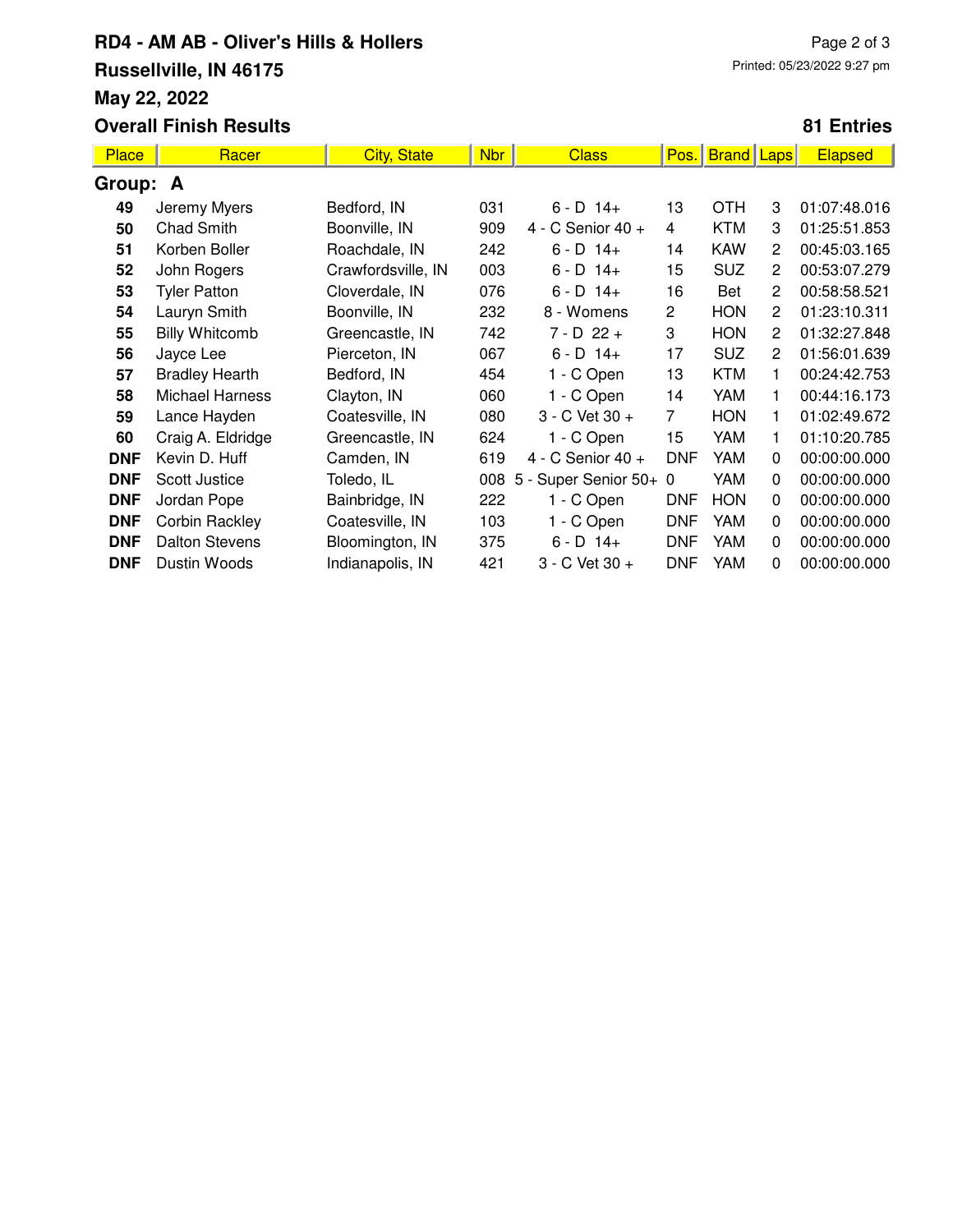# RD4 - AM AB - Oliver's Hills & Hollers

**Russellville, IN 46175**

**May 22, 2022**

**Overall Finish Results**

Printed: 05/23/2022 9:27 pm

**81 Entries**

| Place | Racer | City, State | Nbr | Class | Pos. | Brand | Laps | Elapsed |
|---|---|---|---|---|---|---|---|---|
| **Group: A** | | | | | | | | |
| **49** | Jeremy Myers | Bedford, IN | 031 | 6 - D 14+ | 13 | OTH | 3 | 01:07:48.016 |
| **50** | Chad Smith | Boonville, IN | 909 | 4 - C Senior 40 + | 4 | KTM | 3 | 01:25:51.853 |
| **51** | Korben Boller | Roachdale, IN | 242 | 6 - D 14+ | 14 | KAW | 2 | 00:45:03.165 |
| **52** | John Rogers | Crawfordsville, IN | 003 | 6 - D 14+ | 15 | SUZ | 2 | 00:53:07.279 |
| **53** | Tyler Patton | Cloverdale, IN | 076 | 6 - D 14+ | 16 | Bet | 2 | 00:58:58.521 |
| **54** | Lauryn Smith | Boonville, IN | 232 | 8 - Womens | 2 | HON | 2 | 01:23:10.311 |
| **55** | Billy Whitcomb | Greencastle, IN | 742 | 7 - D 22 + | 3 | HON | 2 | 01:32:27.848 |
| **56** | Jayce Lee | Pierceton, IN | 067 | 6 - D 14+ | 17 | SUZ | 2 | 01:56:01.639 |
| **57** | Bradley Hearth | Bedford, IN | 454 | 1 - C Open | 13 | KTM | 1 | 00:24:42.753 |
| **58** | Michael Harness | Clayton, IN | 060 | 1 - C Open | 14 | YAM | 1 | 00:44:16.173 |
| **59** | Lance Hayden | Coatesville, IN | 080 | 3 - C Vet 30 + | 7 | HON | 1 | 01:02:49.672 |
| **60** | Craig A. Eldridge | Greencastle, IN | 624 | 1 - C Open | 15 | YAM | 1 | 01:10:20.785 |
| **DNF** | Kevin D. Huff | Camden, IN | 619 | 4 - C Senior 40 + | DNF | YAM | 0 | 00:00:00.000 |
| **DNF** | Scott Justice | Toledo, IL | 008 | 5 - Super Senior 50+ | 0 | YAM | 0 | 00:00:00.000 |
| **DNF** | Jordan Pope | Bainbridge, IN | 222 | 1 - C Open | DNF | HON | 0 | 00:00:00.000 |
| **DNF** | Corbin Rackley | Coatesville, IN | 103 | 1 - C Open | DNF | YAM | 0 | 00:00:00.000 |
| **DNF** | Dalton Stevens | Bloomington, IN | 375 | 6 - D 14+ | DNF | YAM | 0 | 00:00:00.000 |
| **DNF** | Dustin Woods | Indianapolis, IN | 421 | 3 - C Vet 30 + | DNF | YAM | 0 | 00:00:00.000 |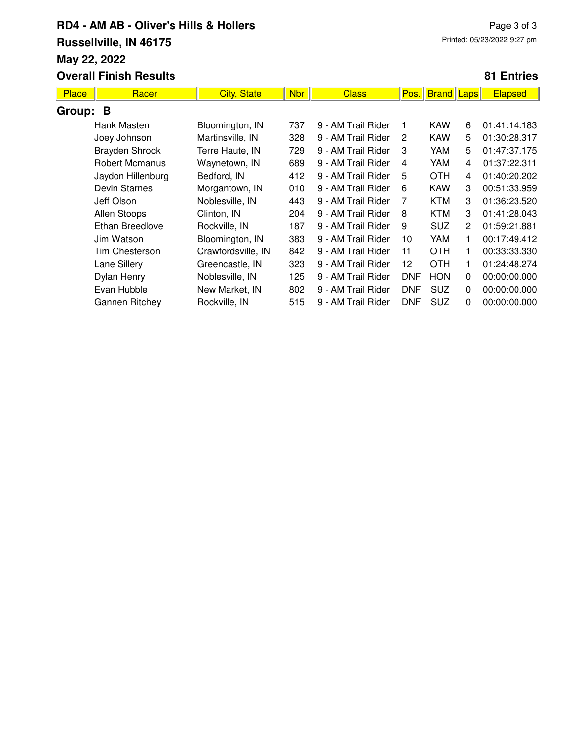# RD4 - AM AB - Oliver's Hills & Hollers

**Russellville, IN 46175**

**May 22, 2022**

**Overall Finish Results** — **81 Entries**

Printed: 05/23/2022 9:27 pm

| Place | Racer | City, State | Nbr | Class | Pos. | Brand | Laps | Elapsed |
|---|---|---|---|---|---|---|---|---|
| **Group: B** | | | | | | | | |
| | Hank Masten | Bloomington, IN | 737 | 9 - AM Trail Rider | 1 | KAW | 6 | 01:41:14.183 |
| | Joey Johnson | Martinsville, IN | 328 | 9 - AM Trail Rider | 2 | KAW | 5 | 01:30:28.317 |
| | Brayden Shrock | Terre Haute, IN | 729 | 9 - AM Trail Rider | 3 | YAM | 5 | 01:47:37.175 |
| | Robert Mcmanus | Waynetown, IN | 689 | 9 - AM Trail Rider | 4 | YAM | 4 | 01:37:22.311 |
| | Jaydon Hillenburg | Bedford, IN | 412 | 9 - AM Trail Rider | 5 | OTH | 4 | 01:40:20.202 |
| | Devin Starnes | Morgantown, IN | 010 | 9 - AM Trail Rider | 6 | KAW | 3 | 00:51:33.959 |
| | Jeff Olson | Noblesville, IN | 443 | 9 - AM Trail Rider | 7 | KTM | 3 | 01:36:23.520 |
| | Allen Stoops | Clinton, IN | 204 | 9 - AM Trail Rider | 8 | KTM | 3 | 01:41:28.043 |
| | Ethan Breedlove | Rockville, IN | 187 | 9 - AM Trail Rider | 9 | SUZ | 2 | 01:59:21.881 |
| | Jim Watson | Bloomington, IN | 383 | 9 - AM Trail Rider | 10 | YAM | 1 | 00:17:49.412 |
| | Tim Chesterson | Crawfordsville, IN | 842 | 9 - AM Trail Rider | 11 | OTH | 1 | 00:33:33.330 |
| | Lane Sillery | Greencastle, IN | 323 | 9 - AM Trail Rider | 12 | OTH | 1 | 01:24:48.274 |
| | Dylan Henry | Noblesville, IN | 125 | 9 - AM Trail Rider | DNF | HON | 0 | 00:00:00.000 |
| | Evan Hubble | New Market, IN | 802 | 9 - AM Trail Rider | DNF | SUZ | 0 | 00:00:00.000 |
| | Gannen Ritchey | Rockville, IN | 515 | 9 - AM Trail Rider | DNF | SUZ | 0 | 00:00:00.000 |